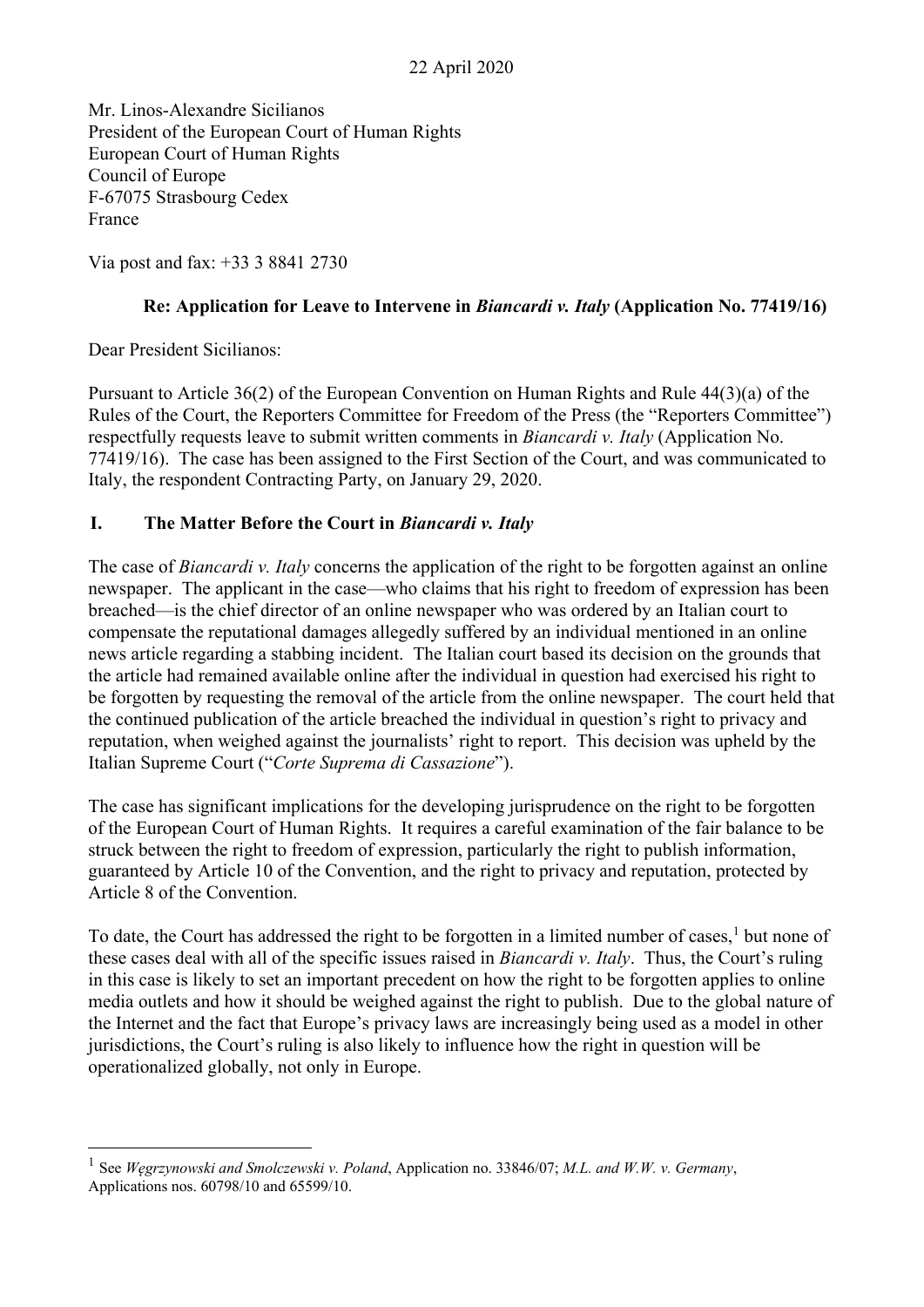22 April 2020

Mr. Linos-Alexandre Sicilianos
President of the European Court of Human Rights
European Court of Human Rights
Council of Europe
F-67075 Strasbourg Cedex
France

Via post and fax: +33 3 8841 2730

**Re: Application for Leave to Intervene in *Biancardi v. Italy* (Application No. 77419/16)**

Dear President Sicilianos:

Pursuant to Article 36(2) of the European Convention on Human Rights and Rule 44(3)(a) of the Rules of the Court, the Reporters Committee for Freedom of the Press (the "Reporters Committee") respectfully requests leave to submit written comments in *Biancardi v. Italy* (Application No. 77419/16). The case has been assigned to the First Section of the Court, and was communicated to Italy, the respondent Contracting Party, on January 29, 2020.

## I. The Matter Before the Court in *Biancardi v. Italy*

The case of *Biancardi v. Italy* concerns the application of the right to be forgotten against an online newspaper. The applicant in the case—who claims that his right to freedom of expression has been breached—is the chief director of an online newspaper who was ordered by an Italian court to compensate the reputational damages allegedly suffered by an individual mentioned in an online news article regarding a stabbing incident. The Italian court based its decision on the grounds that the article had remained available online after the individual in question had exercised his right to be forgotten by requesting the removal of the article from the online newspaper. The court held that the continued publication of the article breached the individual in question's right to privacy and reputation, when weighed against the journalists' right to report. This decision was upheld by the Italian Supreme Court ("*Corte Suprema di Cassazione*").

The case has significant implications for the developing jurisprudence on the right to be forgotten of the European Court of Human Rights. It requires a careful examination of the fair balance to be struck between the right to freedom of expression, particularly the right to publish information, guaranteed by Article 10 of the Convention, and the right to privacy and reputation, protected by Article 8 of the Convention.

To date, the Court has addressed the right to be forgotten in a limited number of cases,[1] but none of these cases deal with all of the specific issues raised in *Biancardi v. Italy*. Thus, the Court's ruling in this case is likely to set an important precedent on how the right to be forgotten applies to online media outlets and how it should be weighed against the right to publish. Due to the global nature of the Internet and the fact that Europe's privacy laws are increasingly being used as a model in other jurisdictions, the Court's ruling is also likely to influence how the right in question will be operationalized globally, not only in Europe.

[1] See *Węgrzynowski and Smolczewski v. Poland*, Application no. 33846/07; *M.L. and W.W. v. Germany*, Applications nos. 60798/10 and 65599/10.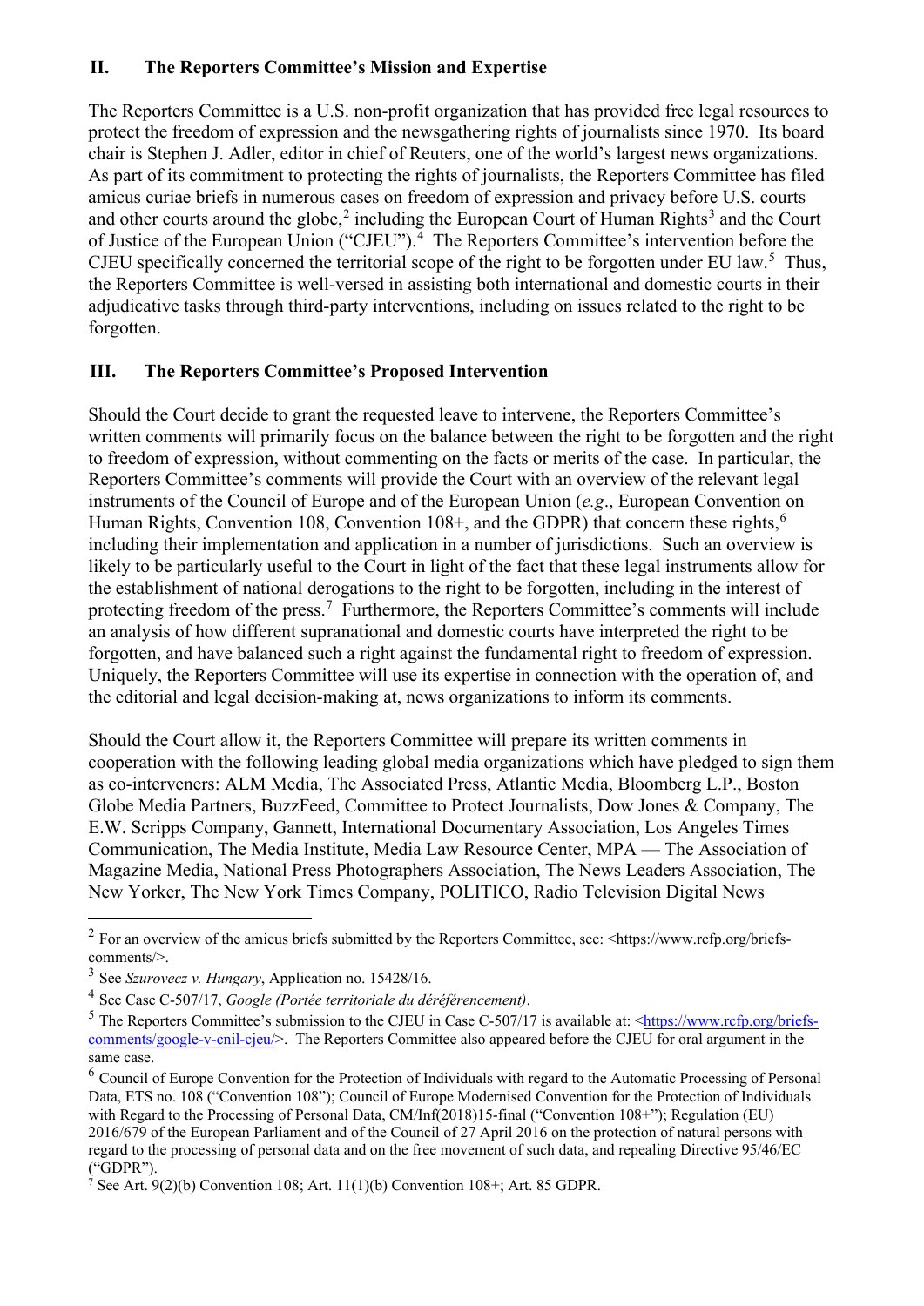## II. The Reporters Committee's Mission and Expertise

The Reporters Committee is a U.S. non-profit organization that has provided free legal resources to protect the freedom of expression and the newsgathering rights of journalists since 1970. Its board chair is Stephen J. Adler, editor in chief of Reuters, one of the world's largest news organizations. As part of its commitment to protecting the rights of journalists, the Reporters Committee has filed amicus curiae briefs in numerous cases on freedom of expression and privacy before U.S. courts and other courts around the globe,[2] including the European Court of Human Rights[3] and the Court of Justice of the European Union ("CJEU").[4] The Reporters Committee's intervention before the CJEU specifically concerned the territorial scope of the right to be forgotten under EU law.[5] Thus, the Reporters Committee is well-versed in assisting both international and domestic courts in their adjudicative tasks through third-party interventions, including on issues related to the right to be forgotten.

## III. The Reporters Committee's Proposed Intervention

Should the Court decide to grant the requested leave to intervene, the Reporters Committee's written comments will primarily focus on the balance between the right to be forgotten and the right to freedom of expression, without commenting on the facts or merits of the case. In particular, the Reporters Committee's comments will provide the Court with an overview of the relevant legal instruments of the Council of Europe and of the European Union (*e.g*., European Convention on Human Rights, Convention 108, Convention 108+, and the GDPR) that concern these rights,[6] including their implementation and application in a number of jurisdictions. Such an overview is likely to be particularly useful to the Court in light of the fact that these legal instruments allow for the establishment of national derogations to the right to be forgotten, including in the interest of protecting freedom of the press.[7] Furthermore, the Reporters Committee's comments will include an analysis of how different supranational and domestic courts have interpreted the right to be forgotten, and have balanced such a right against the fundamental right to freedom of expression. Uniquely, the Reporters Committee will use its expertise in connection with the operation of, and the editorial and legal decision-making at, news organizations to inform its comments.

Should the Court allow it, the Reporters Committee will prepare its written comments in cooperation with the following leading global media organizations which have pledged to sign them as co-interveners: ALM Media, The Associated Press, Atlantic Media, Bloomberg L.P., Boston Globe Media Partners, BuzzFeed, Committee to Protect Journalists, Dow Jones & Company, The E.W. Scripps Company, Gannett, International Documentary Association, Los Angeles Times Communication, The Media Institute, Media Law Resource Center, MPA — The Association of Magazine Media, National Press Photographers Association, The News Leaders Association, The New Yorker, The New York Times Company, POLITICO, Radio Television Digital News

---

[2] For an overview of the amicus briefs submitted by the Reporters Committee, see: <https://www.rcfp.org/briefs-comments/>.

[3] See *Szurovecz v. Hungary*, Application no. 15428/16.

[4] See Case C-507/17, *Google (Portée territoriale du déréférencement)*.

[5] The Reporters Committee's submission to the CJEU in Case C-507/17 is available at: <https://www.rcfp.org/briefs-comments/google-v-cnil-cjeu/>. The Reporters Committee also appeared before the CJEU for oral argument in the same case.

[6] Council of Europe Convention for the Protection of Individuals with regard to the Automatic Processing of Personal Data, ETS no. 108 ("Convention 108"); Council of Europe Modernised Convention for the Protection of Individuals with Regard to the Processing of Personal Data, CM/Inf(2018)15-final ("Convention 108+"); Regulation (EU) 2016/679 of the European Parliament and of the Council of 27 April 2016 on the protection of natural persons with regard to the processing of personal data and on the free movement of such data, and repealing Directive 95/46/EC ("GDPR").

[7] See Art. 9(2)(b) Convention 108; Art. 11(1)(b) Convention 108+; Art. 85 GDPR.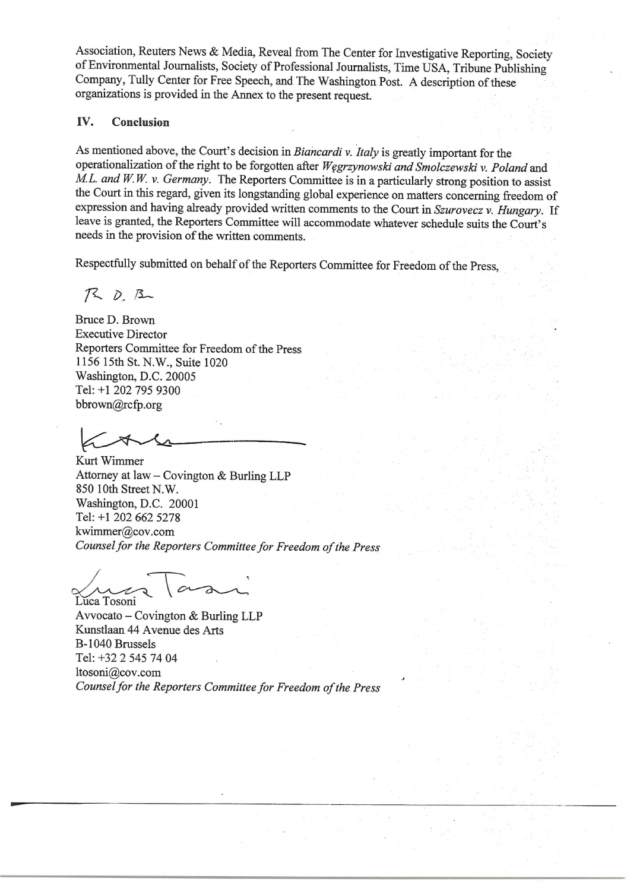Association, Reuters News & Media, Reveal from The Center for Investigative Reporting, Society of Environmental Journalists, Society of Professional Journalists, Time USA, Tribune Publishing Company, Tully Center for Free Speech, and The Washington Post. A description of these organizations is provided in the Annex to the present request.

## IV. Conclusion

As mentioned above, the Court's decision in *Biancardi v. Italy* is greatly important for the operationalization of the right to be forgotten after *Węgrzynowski and Smolczewski v. Poland* and *M.L. and W.W. v. Germany*. The Reporters Committee is in a particularly strong position to assist the Court in this regard, given its longstanding global experience on matters concerning freedom of expression and having already provided written comments to the Court in *Szurovecz v. Hungary*. If leave is granted, the Reporters Committee will accommodate whatever schedule suits the Court's needs in the provision of the written comments.

Respectfully submitted on behalf of the Reporters Committee for Freedom of the Press,

Bruce D. Brown
Executive Director
Reporters Committee for Freedom of the Press
1156 15th St. N.W., Suite 1020
Washington, D.C. 20005
Tel: +1 202 795 9300
bbrown@rcfp.org

Kurt Wimmer
Attorney at law – Covington & Burling LLP
850 10th Street N.W.
Washington, D.C. 20001
Tel: +1 202 662 5278
kwimmer@cov.com
*Counsel for the Reporters Committee for Freedom of the Press*

Luca Tosoni
Avvocato – Covington & Burling LLP
Kunstlaan 44 Avenue des Arts
B-1040 Brussels
Tel: +32 2 545 74 04
ltosoni@cov.com
*Counsel for the Reporters Committee for Freedom of the Press*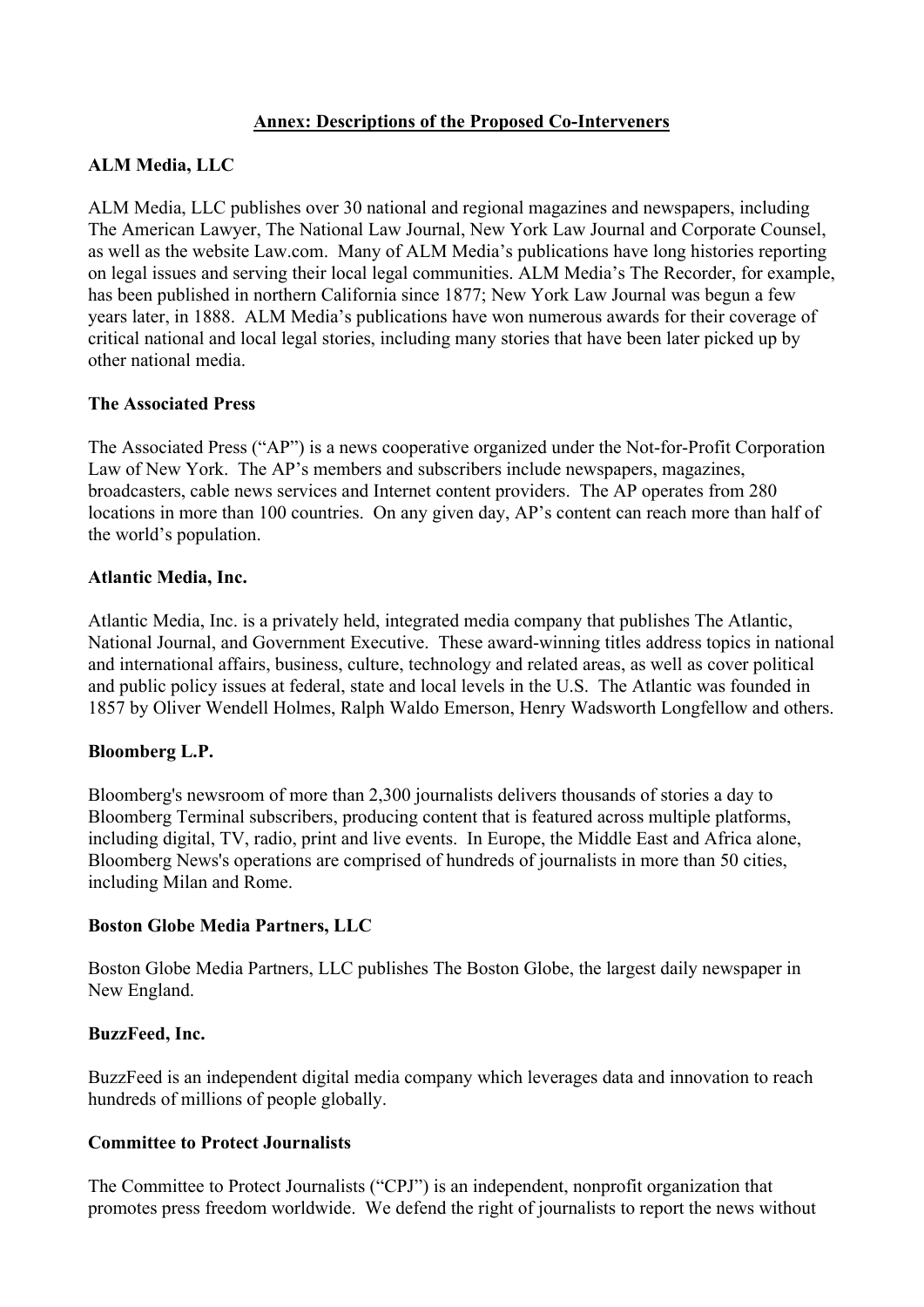## Annex: Descriptions of the Proposed Co-Interveners

**ALM Media, LLC**

ALM Media, LLC publishes over 30 national and regional magazines and newspapers, including The American Lawyer, The National Law Journal, New York Law Journal and Corporate Counsel, as well as the website Law.com. Many of ALM Media's publications have long histories reporting on legal issues and serving their local legal communities. ALM Media's The Recorder, for example, has been published in northern California since 1877; New York Law Journal was begun a few years later, in 1888. ALM Media's publications have won numerous awards for their coverage of critical national and local legal stories, including many stories that have been later picked up by other national media.

**The Associated Press**

The Associated Press ("AP") is a news cooperative organized under the Not-for-Profit Corporation Law of New York. The AP's members and subscribers include newspapers, magazines, broadcasters, cable news services and Internet content providers. The AP operates from 280 locations in more than 100 countries. On any given day, AP's content can reach more than half of the world's population.

**Atlantic Media, Inc.**

Atlantic Media, Inc. is a privately held, integrated media company that publishes The Atlantic, National Journal, and Government Executive. These award-winning titles address topics in national and international affairs, business, culture, technology and related areas, as well as cover political and public policy issues at federal, state and local levels in the U.S. The Atlantic was founded in 1857 by Oliver Wendell Holmes, Ralph Waldo Emerson, Henry Wadsworth Longfellow and others.

**Bloomberg L.P.**

Bloomberg's newsroom of more than 2,300 journalists delivers thousands of stories a day to Bloomberg Terminal subscribers, producing content that is featured across multiple platforms, including digital, TV, radio, print and live events. In Europe, the Middle East and Africa alone, Bloomberg News's operations are comprised of hundreds of journalists in more than 50 cities, including Milan and Rome.

**Boston Globe Media Partners, LLC**

Boston Globe Media Partners, LLC publishes The Boston Globe, the largest daily newspaper in New England.

**BuzzFeed, Inc.**

BuzzFeed is an independent digital media company which leverages data and innovation to reach hundreds of millions of people globally.

**Committee to Protect Journalists**

The Committee to Protect Journalists ("CPJ") is an independent, nonprofit organization that promotes press freedom worldwide. We defend the right of journalists to report the news without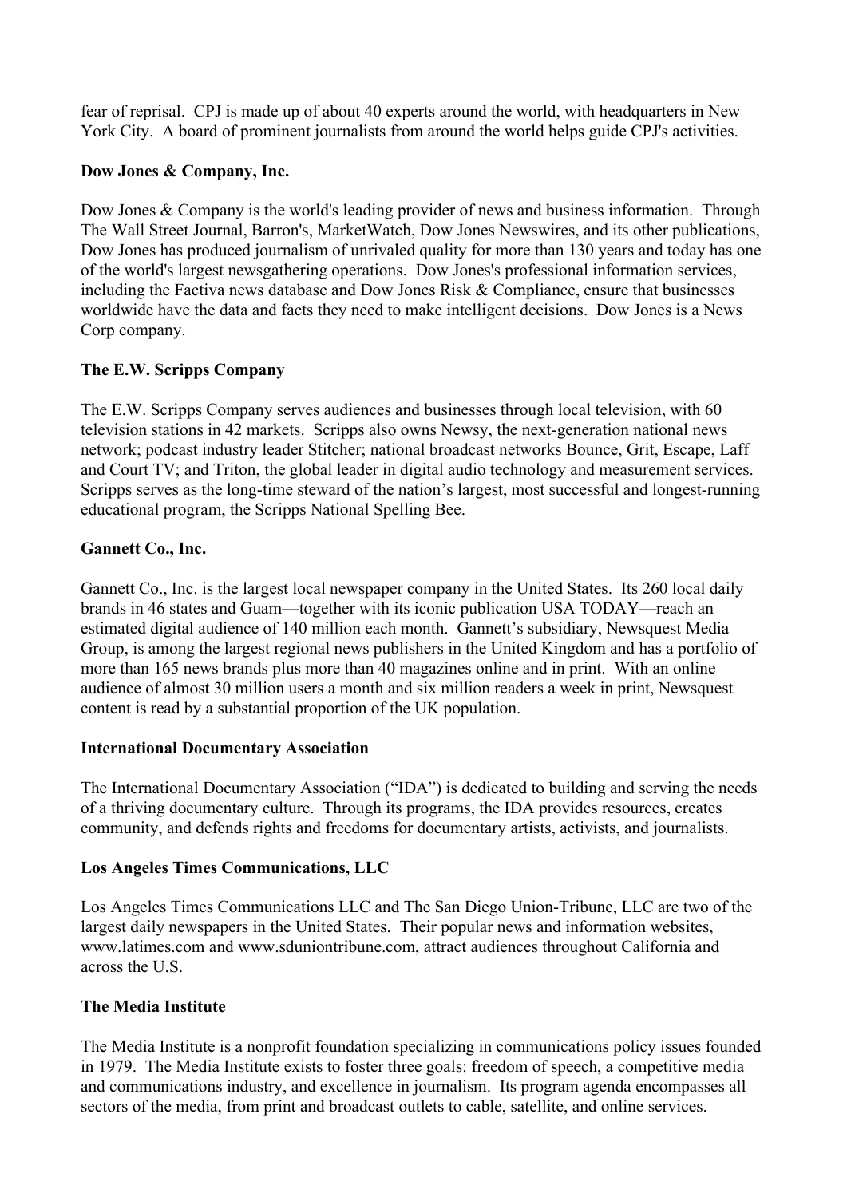fear of reprisal. CPJ is made up of about 40 experts around the world, with headquarters in New York City. A board of prominent journalists from around the world helps guide CPJ's activities.

**Dow Jones & Company, Inc.**

Dow Jones & Company is the world's leading provider of news and business information. Through The Wall Street Journal, Barron's, MarketWatch, Dow Jones Newswires, and its other publications, Dow Jones has produced journalism of unrivaled quality for more than 130 years and today has one of the world's largest newsgathering operations. Dow Jones's professional information services, including the Factiva news database and Dow Jones Risk & Compliance, ensure that businesses worldwide have the data and facts they need to make intelligent decisions. Dow Jones is a News Corp company.

**The E.W. Scripps Company**

The E.W. Scripps Company serves audiences and businesses through local television, with 60 television stations in 42 markets. Scripps also owns Newsy, the next-generation national news network; podcast industry leader Stitcher; national broadcast networks Bounce, Grit, Escape, Laff and Court TV; and Triton, the global leader in digital audio technology and measurement services. Scripps serves as the long-time steward of the nation's largest, most successful and longest-running educational program, the Scripps National Spelling Bee.

**Gannett Co., Inc.**

Gannett Co., Inc. is the largest local newspaper company in the United States. Its 260 local daily brands in 46 states and Guam—together with its iconic publication USA TODAY—reach an estimated digital audience of 140 million each month. Gannett's subsidiary, Newsquest Media Group, is among the largest regional news publishers in the United Kingdom and has a portfolio of more than 165 news brands plus more than 40 magazines online and in print. With an online audience of almost 30 million users a month and six million readers a week in print, Newsquest content is read by a substantial proportion of the UK population.

**International Documentary Association**

The International Documentary Association ("IDA") is dedicated to building and serving the needs of a thriving documentary culture. Through its programs, the IDA provides resources, creates community, and defends rights and freedoms for documentary artists, activists, and journalists.

**Los Angeles Times Communications, LLC**

Los Angeles Times Communications LLC and The San Diego Union-Tribune, LLC are two of the largest daily newspapers in the United States. Their popular news and information websites, www.latimes.com and www.sduniontribune.com, attract audiences throughout California and across the U.S.

**The Media Institute**

The Media Institute is a nonprofit foundation specializing in communications policy issues founded in 1979. The Media Institute exists to foster three goals: freedom of speech, a competitive media and communications industry, and excellence in journalism. Its program agenda encompasses all sectors of the media, from print and broadcast outlets to cable, satellite, and online services.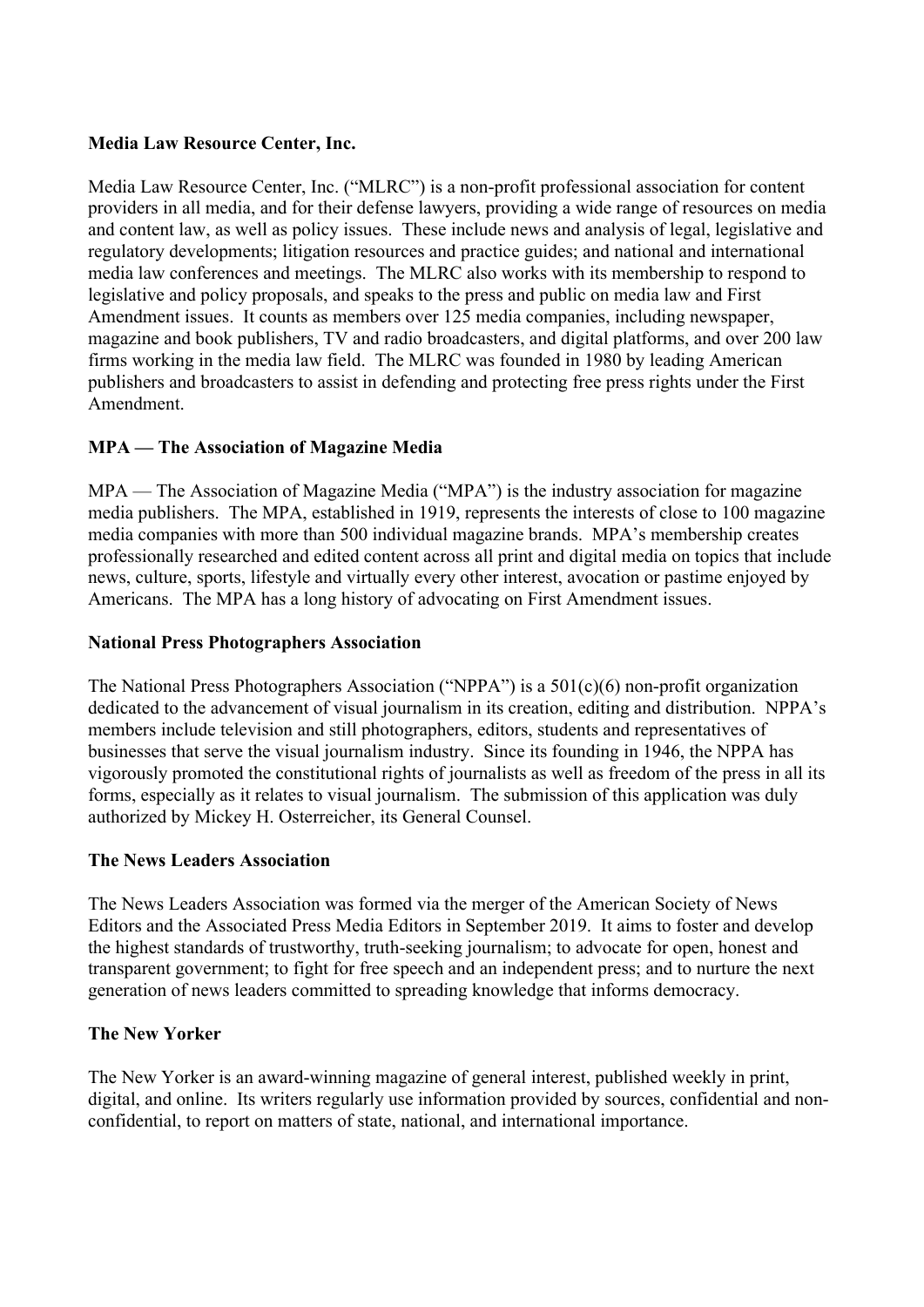**Media Law Resource Center, Inc.**

Media Law Resource Center, Inc. ("MLRC") is a non-profit professional association for content providers in all media, and for their defense lawyers, providing a wide range of resources on media and content law, as well as policy issues. These include news and analysis of legal, legislative and regulatory developments; litigation resources and practice guides; and national and international media law conferences and meetings. The MLRC also works with its membership to respond to legislative and policy proposals, and speaks to the press and public on media law and First Amendment issues. It counts as members over 125 media companies, including newspaper, magazine and book publishers, TV and radio broadcasters, and digital platforms, and over 200 law firms working in the media law field. The MLRC was founded in 1980 by leading American publishers and broadcasters to assist in defending and protecting free press rights under the First Amendment.

**MPA — The Association of Magazine Media**

MPA — The Association of Magazine Media ("MPA") is the industry association for magazine media publishers. The MPA, established in 1919, represents the interests of close to 100 magazine media companies with more than 500 individual magazine brands. MPA's membership creates professionally researched and edited content across all print and digital media on topics that include news, culture, sports, lifestyle and virtually every other interest, avocation or pastime enjoyed by Americans. The MPA has a long history of advocating on First Amendment issues.

**National Press Photographers Association**

The National Press Photographers Association ("NPPA") is a 501(c)(6) non-profit organization dedicated to the advancement of visual journalism in its creation, editing and distribution. NPPA's members include television and still photographers, editors, students and representatives of businesses that serve the visual journalism industry. Since its founding in 1946, the NPPA has vigorously promoted the constitutional rights of journalists as well as freedom of the press in all its forms, especially as it relates to visual journalism. The submission of this application was duly authorized by Mickey H. Osterreicher, its General Counsel.

**The News Leaders Association**

The News Leaders Association was formed via the merger of the American Society of News Editors and the Associated Press Media Editors in September 2019. It aims to foster and develop the highest standards of trustworthy, truth-seeking journalism; to advocate for open, honest and transparent government; to fight for free speech and an independent press; and to nurture the next generation of news leaders committed to spreading knowledge that informs democracy.

**The New Yorker**

The New Yorker is an award-winning magazine of general interest, published weekly in print, digital, and online. Its writers regularly use information provided by sources, confidential and non-confidential, to report on matters of state, national, and international importance.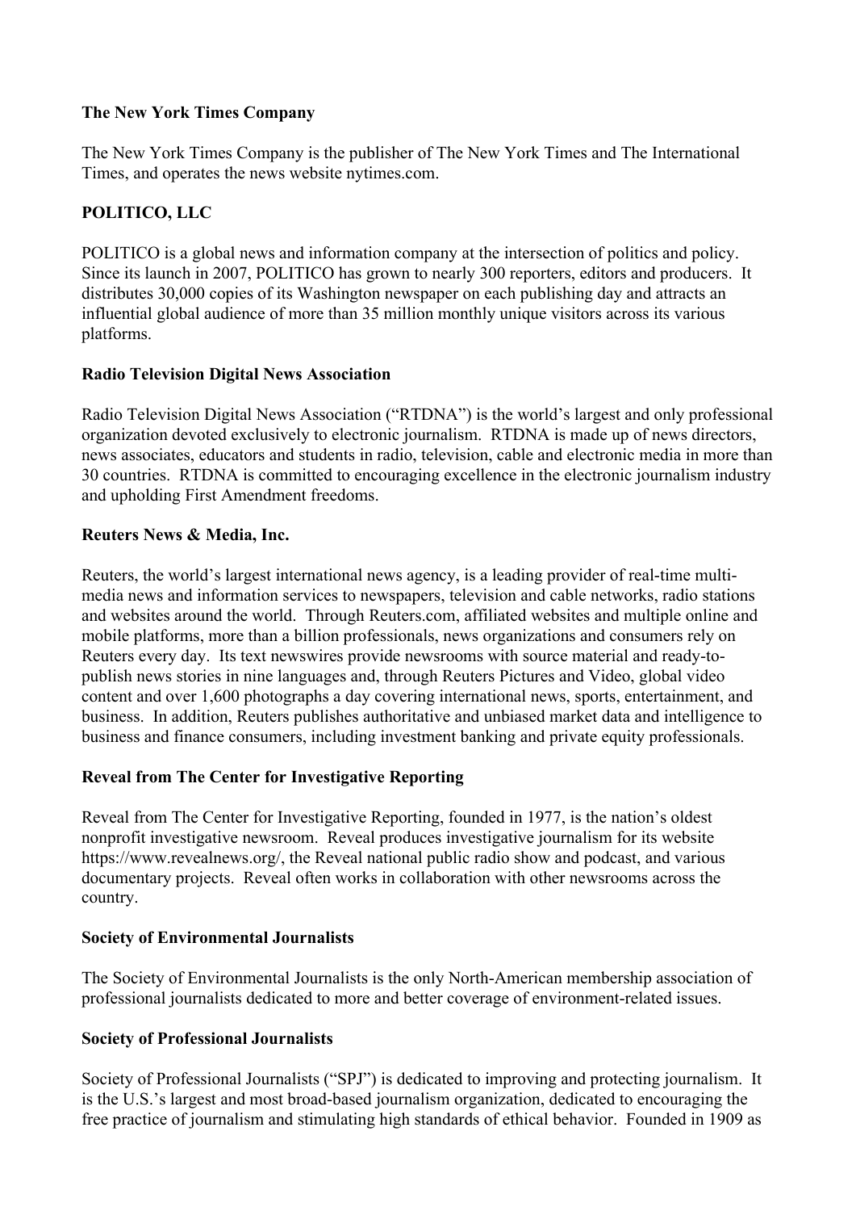**The New York Times Company**

The New York Times Company is the publisher of The New York Times and The International Times, and operates the news website nytimes.com.

**POLITICO, LLC**

POLITICO is a global news and information company at the intersection of politics and policy. Since its launch in 2007, POLITICO has grown to nearly 300 reporters, editors and producers. It distributes 30,000 copies of its Washington newspaper on each publishing day and attracts an influential global audience of more than 35 million monthly unique visitors across its various platforms.

**Radio Television Digital News Association**

Radio Television Digital News Association ("RTDNA") is the world's largest and only professional organization devoted exclusively to electronic journalism. RTDNA is made up of news directors, news associates, educators and students in radio, television, cable and electronic media in more than 30 countries. RTDNA is committed to encouraging excellence in the electronic journalism industry and upholding First Amendment freedoms.

**Reuters News & Media, Inc.**

Reuters, the world's largest international news agency, is a leading provider of real-time multi-media news and information services to newspapers, television and cable networks, radio stations and websites around the world. Through Reuters.com, affiliated websites and multiple online and mobile platforms, more than a billion professionals, news organizations and consumers rely on Reuters every day. Its text newswires provide newsrooms with source material and ready-to-publish news stories in nine languages and, through Reuters Pictures and Video, global video content and over 1,600 photographs a day covering international news, sports, entertainment, and business. In addition, Reuters publishes authoritative and unbiased market data and intelligence to business and finance consumers, including investment banking and private equity professionals.

**Reveal from The Center for Investigative Reporting**

Reveal from The Center for Investigative Reporting, founded in 1977, is the nation's oldest nonprofit investigative newsroom. Reveal produces investigative journalism for its website https://www.revealnews.org/, the Reveal national public radio show and podcast, and various documentary projects. Reveal often works in collaboration with other newsrooms across the country.

**Society of Environmental Journalists**

The Society of Environmental Journalists is the only North-American membership association of professional journalists dedicated to more and better coverage of environment-related issues.

**Society of Professional Journalists**

Society of Professional Journalists ("SPJ") is dedicated to improving and protecting journalism. It is the U.S.'s largest and most broad-based journalism organization, dedicated to encouraging the free practice of journalism and stimulating high standards of ethical behavior. Founded in 1909 as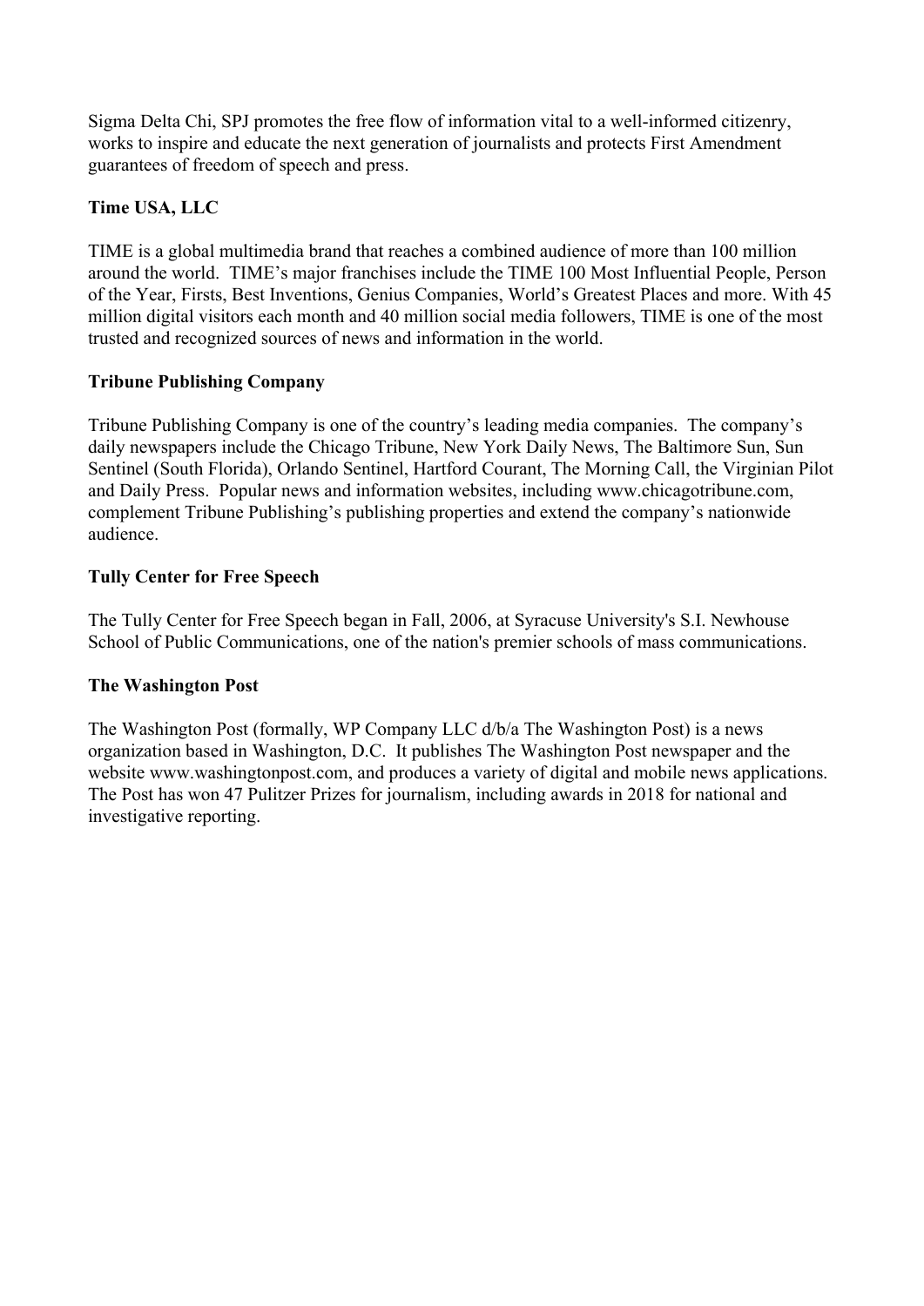Sigma Delta Chi, SPJ promotes the free flow of information vital to a well-informed citizenry, works to inspire and educate the next generation of journalists and protects First Amendment guarantees of freedom of speech and press.

**Time USA, LLC**

TIME is a global multimedia brand that reaches a combined audience of more than 100 million around the world. TIME's major franchises include the TIME 100 Most Influential People, Person of the Year, Firsts, Best Inventions, Genius Companies, World's Greatest Places and more. With 45 million digital visitors each month and 40 million social media followers, TIME is one of the most trusted and recognized sources of news and information in the world.

**Tribune Publishing Company**

Tribune Publishing Company is one of the country's leading media companies. The company's daily newspapers include the Chicago Tribune, New York Daily News, The Baltimore Sun, Sun Sentinel (South Florida), Orlando Sentinel, Hartford Courant, The Morning Call, the Virginian Pilot and Daily Press. Popular news and information websites, including www.chicagotribune.com, complement Tribune Publishing's publishing properties and extend the company's nationwide audience.

**Tully Center for Free Speech**

The Tully Center for Free Speech began in Fall, 2006, at Syracuse University's S.I. Newhouse School of Public Communications, one of the nation's premier schools of mass communications.

**The Washington Post**

The Washington Post (formally, WP Company LLC d/b/a The Washington Post) is a news organization based in Washington, D.C. It publishes The Washington Post newspaper and the website www.washingtonpost.com, and produces a variety of digital and mobile news applications. The Post has won 47 Pulitzer Prizes for journalism, including awards in 2018 for national and investigative reporting.